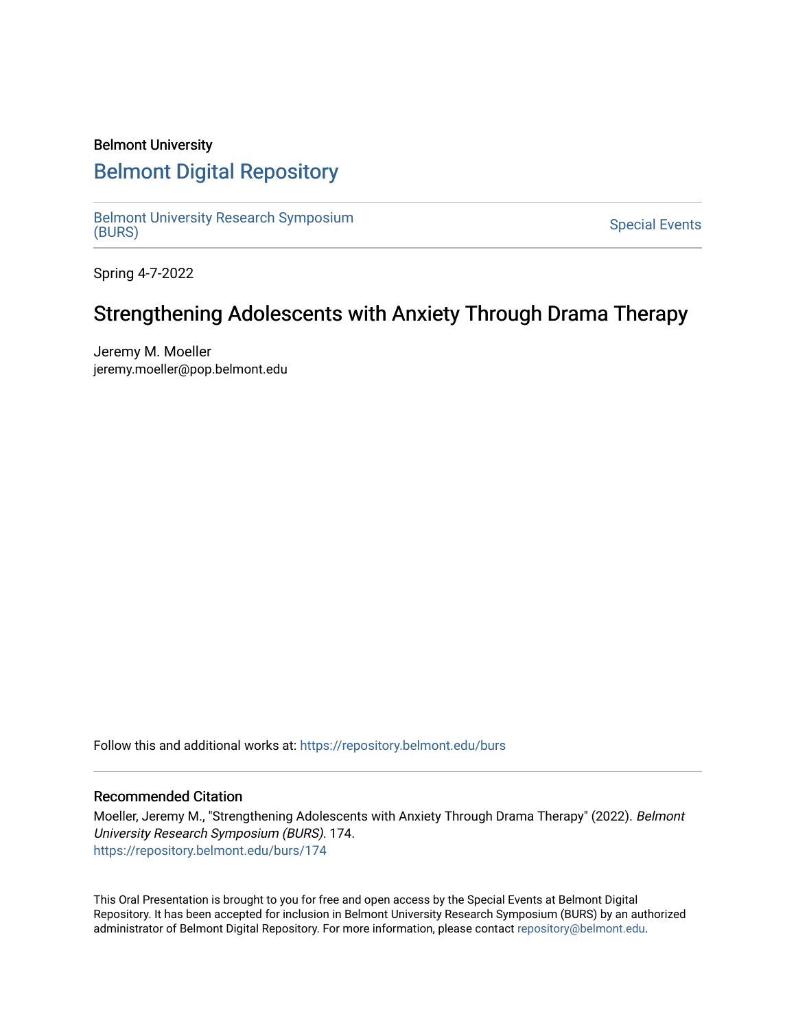Belmont University

# Belmont Digital Repository

Belmont University Research Symposium (BURS) | Special Events

Spring 4-7-2022

## Strengthening Adolescents with Anxiety Through Drama Therapy

Jeremy M. Moeller
jeremy.moeller@pop.belmont.edu

Follow this and additional works at: https://repository.belmont.edu/burs

### Recommended Citation

Moeller, Jeremy M., "Strengthening Adolescents with Anxiety Through Drama Therapy" (2022). *Belmont University Research Symposium (BURS)*. 174.
https://repository.belmont.edu/burs/174

This Oral Presentation is brought to you for free and open access by the Special Events at Belmont Digital Repository. It has been accepted for inclusion in Belmont University Research Symposium (BURS) by an authorized administrator of Belmont Digital Repository. For more information, please contact repository@belmont.edu.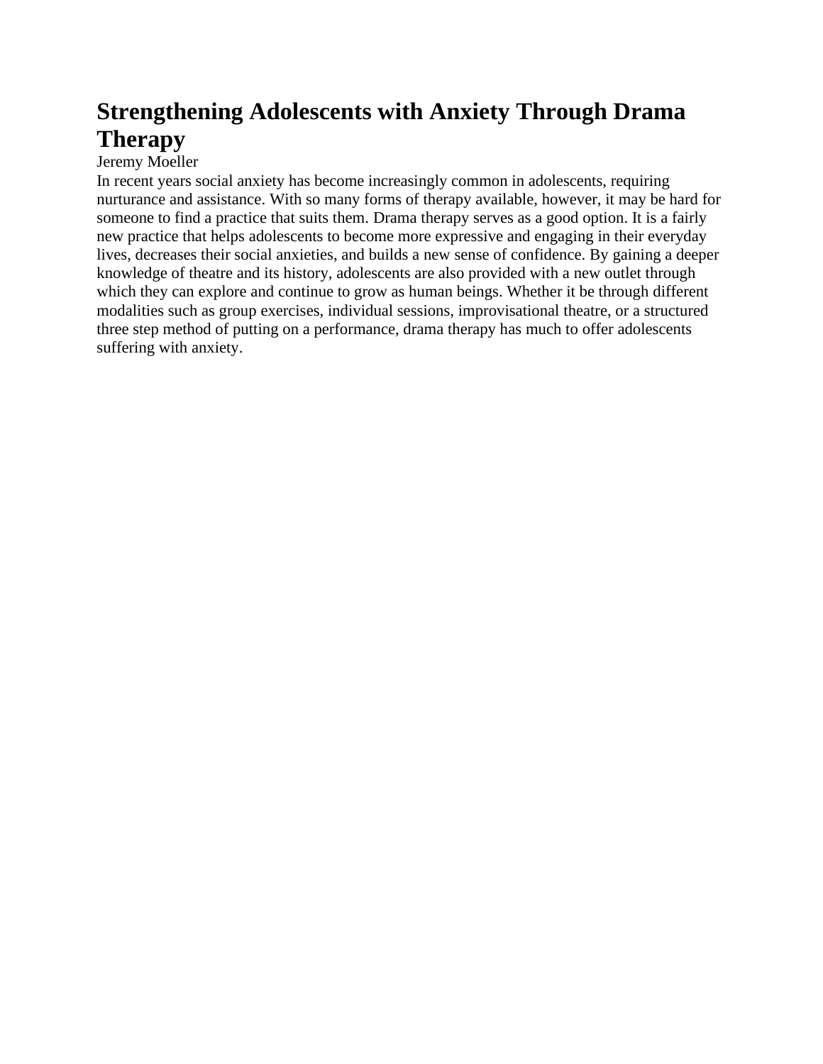# Strengthening Adolescents with Anxiety Through Drama Therapy

Jeremy Moeller

In recent years social anxiety has become increasingly common in adolescents, requiring nurturance and assistance. With so many forms of therapy available, however, it may be hard for someone to find a practice that suits them. Drama therapy serves as a good option. It is a fairly new practice that helps adolescents to become more expressive and engaging in their everyday lives, decreases their social anxieties, and builds a new sense of confidence. By gaining a deeper knowledge of theatre and its history, adolescents are also provided with a new outlet through which they can explore and continue to grow as human beings. Whether it be through different modalities such as group exercises, individual sessions, improvisational theatre, or a structured three step method of putting on a performance, drama therapy has much to offer adolescents suffering with anxiety.